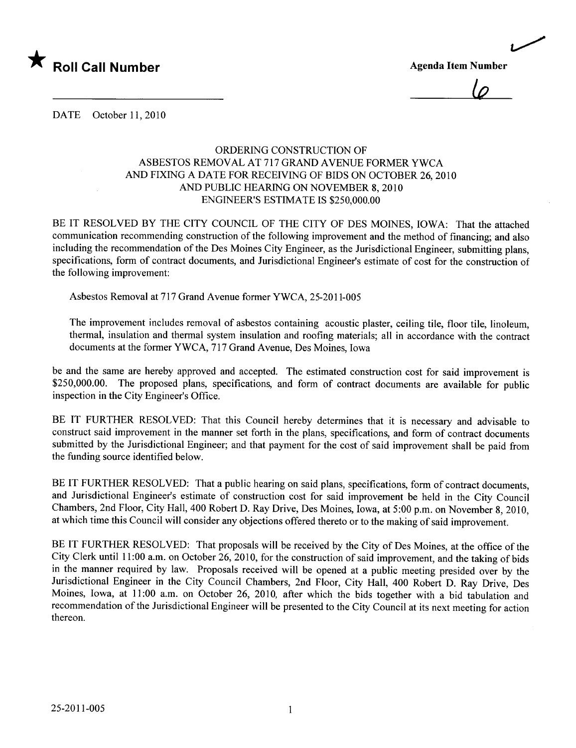★ **Roll Call Number**

**Agenda Item Number**

6

DATE October 11, 2010

ORDERING CONSTRUCTION OF
ASBESTOS REMOVAL AT 717 GRAND AVENUE FORMER YWCA
AND FIXING A DATE FOR RECEIVING OF BIDS ON OCTOBER 26, 2010
AND PUBLIC HEARING ON NOVEMBER 8, 2010
ENGINEER'S ESTIMATE IS $250,000.00

BE IT RESOLVED BY THE CITY COUNCIL OF THE CITY OF DES MOINES, IOWA: That the attached communication recommending construction of the following improvement and the method of financing; and also including the recommendation of the Des Moines City Engineer, as the Jurisdictional Engineer, submitting plans, specifications, form of contract documents, and Jurisdictional Engineer's estimate of cost for the construction of the following improvement:

Asbestos Removal at 717 Grand Avenue former YWCA, 25-2011-005

The improvement includes removal of asbestos containing acoustic plaster, ceiling tile, floor tile, linoleum, thermal, insulation and thermal system insulation and roofing materials; all in accordance with the contract documents at the former YWCA, 717 Grand Avenue, Des Moines, Iowa

be and the same are hereby approved and accepted. The estimated construction cost for said improvement is $250,000.00. The proposed plans, specifications, and form of contract documents are available for public inspection in the City Engineer's Office.

BE IT FURTHER RESOLVED: That this Council hereby determines that it is necessary and advisable to construct said improvement in the manner set forth in the plans, specifications, and form of contract documents submitted by the Jurisdictional Engineer; and that payment for the cost of said improvement shall be paid from the funding source identified below.

BE IT FURTHER RESOLVED: That a public hearing on said plans, specifications, form of contract documents, and Jurisdictional Engineer's estimate of construction cost for said improvement be held in the City Council Chambers, 2nd Floor, City Hall, 400 Robert D. Ray Drive, Des Moines, Iowa, at 5:00 p.m. on November 8, 2010, at which time this Council will consider any objections offered thereto or to the making of said improvement.

BE IT FURTHER RESOLVED: That proposals will be received by the City of Des Moines, at the office of the City Clerk until 11:00 a.m. on October 26, 2010, for the construction of said improvement, and the taking of bids in the manner required by law. Proposals received will be opened at a public meeting presided over by the Jurisdictional Engineer in the City Council Chambers, 2nd Floor, City Hall, 400 Robert D. Ray Drive, Des Moines, Iowa, at 11:00 a.m. on October 26, 2010, after which the bids together with a bid tabulation and recommendation of the Jurisdictional Engineer will be presented to the City Council at its next meeting for action thereon.

25-2011-005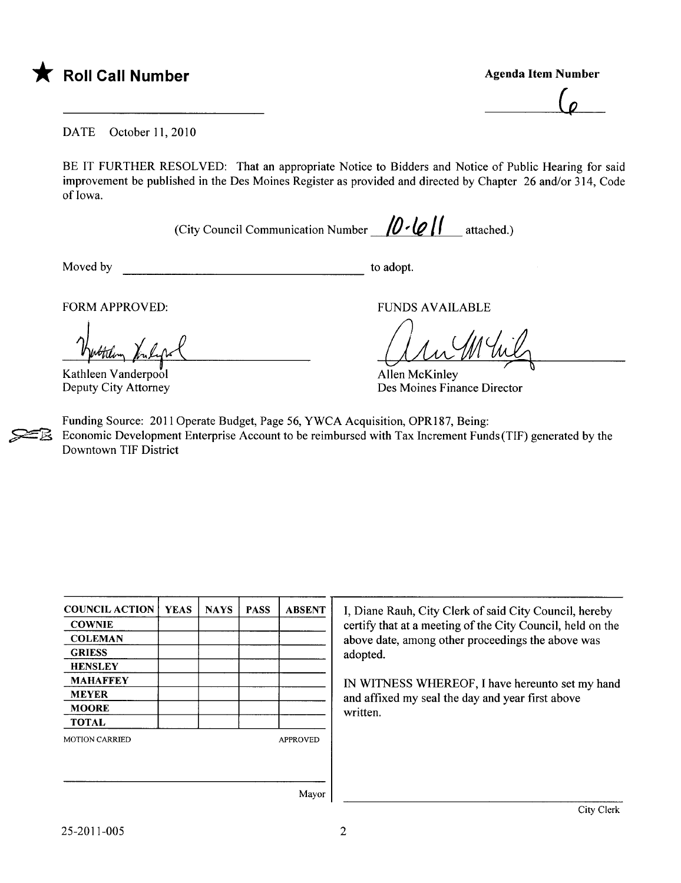★ **Roll Call Number**

**Agenda Item Number**

6

DATE October 11, 2010

BE IT FURTHER RESOLVED: That an appropriate Notice to Bidders and Notice of Public Hearing for said improvement be published in the Des Moines Register as provided and directed by Chapter 26 and/or 314, Code of Iowa.

(City Council Communication Number 10-611 attached.)

Moved by ______________________ to adopt.

FORM APPROVED:

Kathleen Vanderpool
Deputy City Attorney

FUNDS AVAILABLE

Allen McKinley
Des Moines Finance Director

Funding Source: 2011 Operate Budget, Page 56, YWCA Acquisition, OPR187, Being:
Economic Development Enterprise Account to be reimbursed with Tax Increment Funds (TIF) generated by the Downtown TIF District

| COUNCIL ACTION | YEAS | NAYS | PASS | ABSENT |
|---|---|---|---|---|
| COWNIE | | | | |
| COLEMAN | | | | |
| GRIESS | | | | |
| HENSLEY | | | | |
| MAHAFFEY | | | | |
| MEYER | | | | |
| MOORE | | | | |
| TOTAL | | | | |

MOTION CARRIED APPROVED

______________________ Mayor

I, Diane Rauh, City Clerk of said City Council, hereby certify that at a meeting of the City Council, held on the above date, among other proceedings the above was adopted.

IN WITNESS WHEREOF, I have hereunto set my hand and affixed my seal the day and year first above written.

______________________ City Clerk

25-2011-005